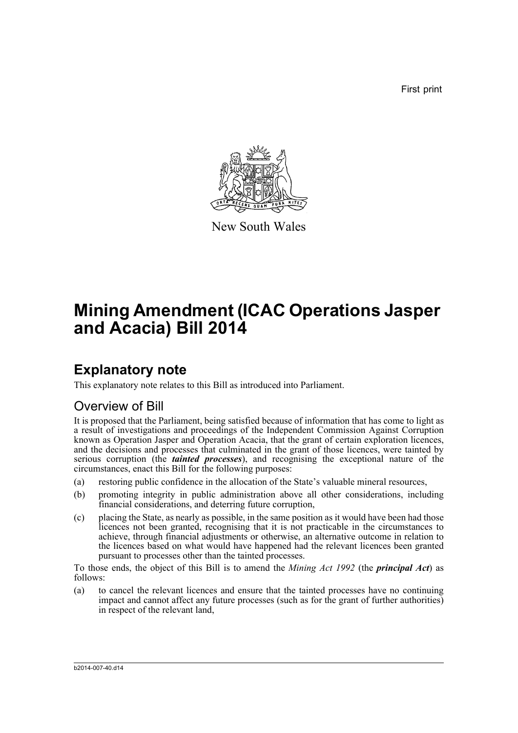First print

New South Wales

# Mining Amendment (ICAC Operations Jasper and Acacia) Bill 2014

## Explanatory note

This explanatory note relates to this Bill as introduced into Parliament.

### Overview of Bill

It is proposed that the Parliament, being satisfied because of information that has come to light as a result of investigations and proceedings of the Independent Commission Against Corruption known as Operation Jasper and Operation Acacia, that the grant of certain exploration licences, and the decisions and processes that culminated in the grant of those licences, were tainted by serious corruption (the ***tainted processes***), and recognising the exceptional nature of the circumstances, enact this Bill for the following purposes:

(a) restoring public confidence in the allocation of the State's valuable mineral resources,

(b) promoting integrity in public administration above all other considerations, including financial considerations, and deterring future corruption,

(c) placing the State, as nearly as possible, in the same position as it would have been had those licences not been granted, recognising that it is not practicable in the circumstances to achieve, through financial adjustments or otherwise, an alternative outcome in relation to the licences based on what would have happened had the relevant licences been granted pursuant to processes other than the tainted processes.

To those ends, the object of this Bill is to amend the *Mining Act 1992* (the ***principal Act***) as follows:

(a) to cancel the relevant licences and ensure that the tainted processes have no continuing impact and cannot affect any future processes (such as for the grant of further authorities) in respect of the relevant land,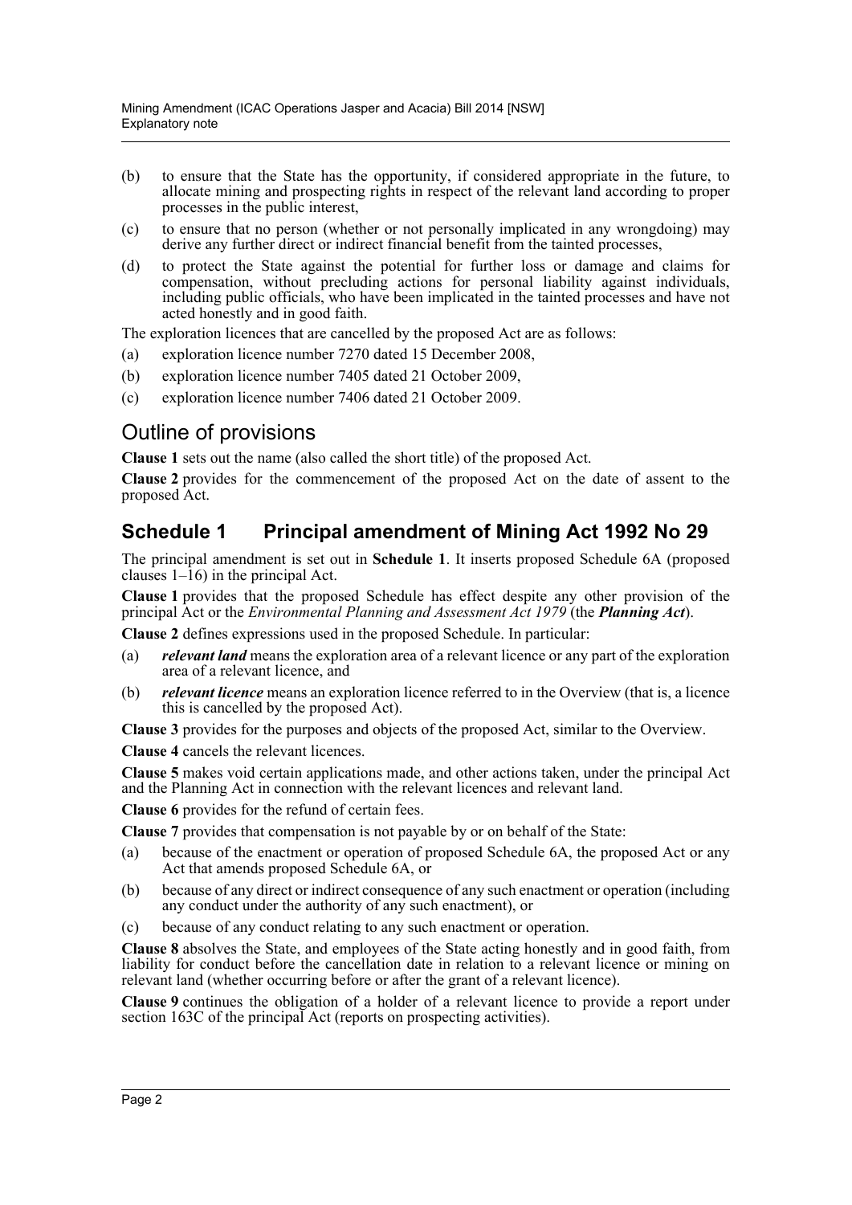(b) to ensure that the State has the opportunity, if considered appropriate in the future, to allocate mining and prospecting rights in respect of the relevant land according to proper processes in the public interest,

(c) to ensure that no person (whether or not personally implicated in any wrongdoing) may derive any further direct or indirect financial benefit from the tainted processes,

(d) to protect the State against the potential for further loss or damage and claims for compensation, without precluding actions for personal liability against individuals, including public officials, who have been implicated in the tainted processes and have not acted honestly and in good faith.

The exploration licences that are cancelled by the proposed Act are as follows:

(a) exploration licence number 7270 dated 15 December 2008,

(b) exploration licence number 7405 dated 21 October 2009,

(c) exploration licence number 7406 dated 21 October 2009.

## Outline of provisions

**Clause 1** sets out the name (also called the short title) of the proposed Act.

**Clause 2** provides for the commencement of the proposed Act on the date of assent to the proposed Act.

## Schedule 1 Principal amendment of Mining Act 1992 No 29

The principal amendment is set out in **Schedule 1**. It inserts proposed Schedule 6A (proposed clauses 1–16) in the principal Act.

**Clause 1** provides that the proposed Schedule has effect despite any other provision of the principal Act or the *Environmental Planning and Assessment Act 1979* (the ***Planning Act***).

**Clause 2** defines expressions used in the proposed Schedule. In particular:

(a) ***relevant land*** means the exploration area of a relevant licence or any part of the exploration area of a relevant licence, and

(b) ***relevant licence*** means an exploration licence referred to in the Overview (that is, a licence this is cancelled by the proposed Act).

**Clause 3** provides for the purposes and objects of the proposed Act, similar to the Overview.

**Clause 4** cancels the relevant licences.

**Clause 5** makes void certain applications made, and other actions taken, under the principal Act and the Planning Act in connection with the relevant licences and relevant land.

**Clause 6** provides for the refund of certain fees.

**Clause 7** provides that compensation is not payable by or on behalf of the State:

(a) because of the enactment or operation of proposed Schedule 6A, the proposed Act or any Act that amends proposed Schedule 6A, or

(b) because of any direct or indirect consequence of any such enactment or operation (including any conduct under the authority of any such enactment), or

(c) because of any conduct relating to any such enactment or operation.

**Clause 8** absolves the State, and employees of the State acting honestly and in good faith, from liability for conduct before the cancellation date in relation to a relevant licence or mining on relevant land (whether occurring before or after the grant of a relevant licence).

**Clause 9** continues the obligation of a holder of a relevant licence to provide a report under section 163C of the principal Act (reports on prospecting activities).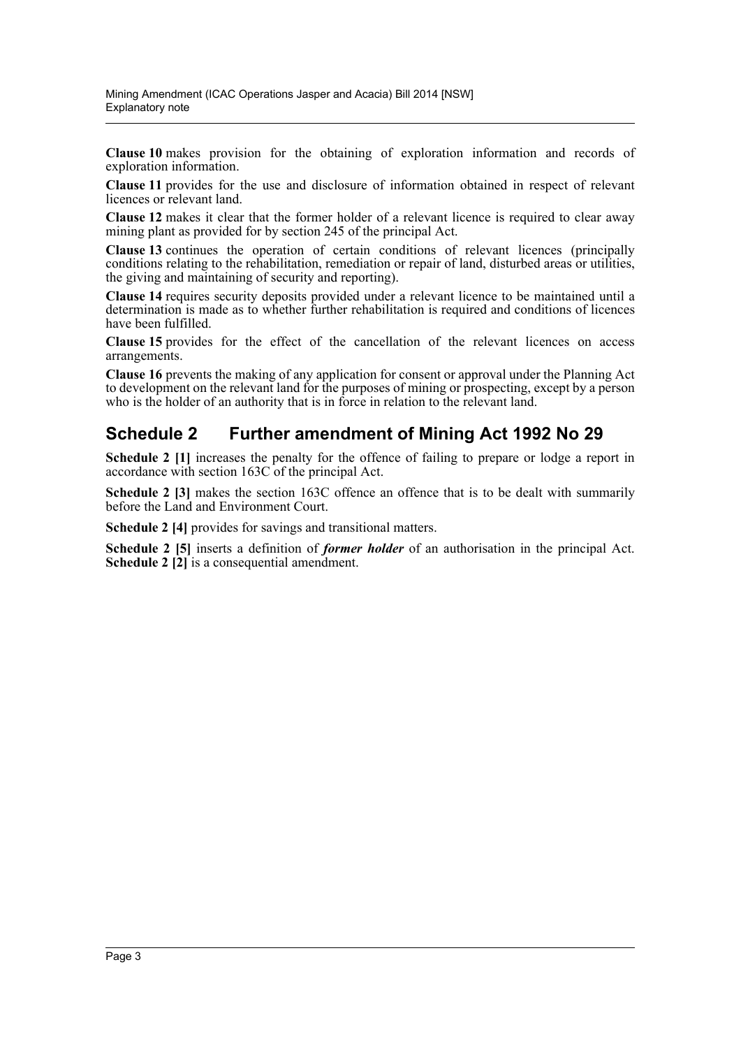**Clause 10** makes provision for the obtaining of exploration information and records of exploration information.

**Clause 11** provides for the use and disclosure of information obtained in respect of relevant licences or relevant land.

**Clause 12** makes it clear that the former holder of a relevant licence is required to clear away mining plant as provided for by section 245 of the principal Act.

**Clause 13** continues the operation of certain conditions of relevant licences (principally conditions relating to the rehabilitation, remediation or repair of land, disturbed areas or utilities, the giving and maintaining of security and reporting).

**Clause 14** requires security deposits provided under a relevant licence to be maintained until a determination is made as to whether further rehabilitation is required and conditions of licences have been fulfilled.

**Clause 15** provides for the effect of the cancellation of the relevant licences on access arrangements.

**Clause 16** prevents the making of any application for consent or approval under the Planning Act to development on the relevant land for the purposes of mining or prospecting, except by a person who is the holder of an authority that is in force in relation to the relevant land.

## Schedule 2 Further amendment of Mining Act 1992 No 29

**Schedule 2 [1]** increases the penalty for the offence of failing to prepare or lodge a report in accordance with section 163C of the principal Act.

**Schedule 2 [3]** makes the section 163C offence an offence that is to be dealt with summarily before the Land and Environment Court.

**Schedule 2 [4]** provides for savings and transitional matters.

**Schedule 2 [5]** inserts a definition of ***former holder*** of an authorisation in the principal Act. **Schedule 2 [2]** is a consequential amendment.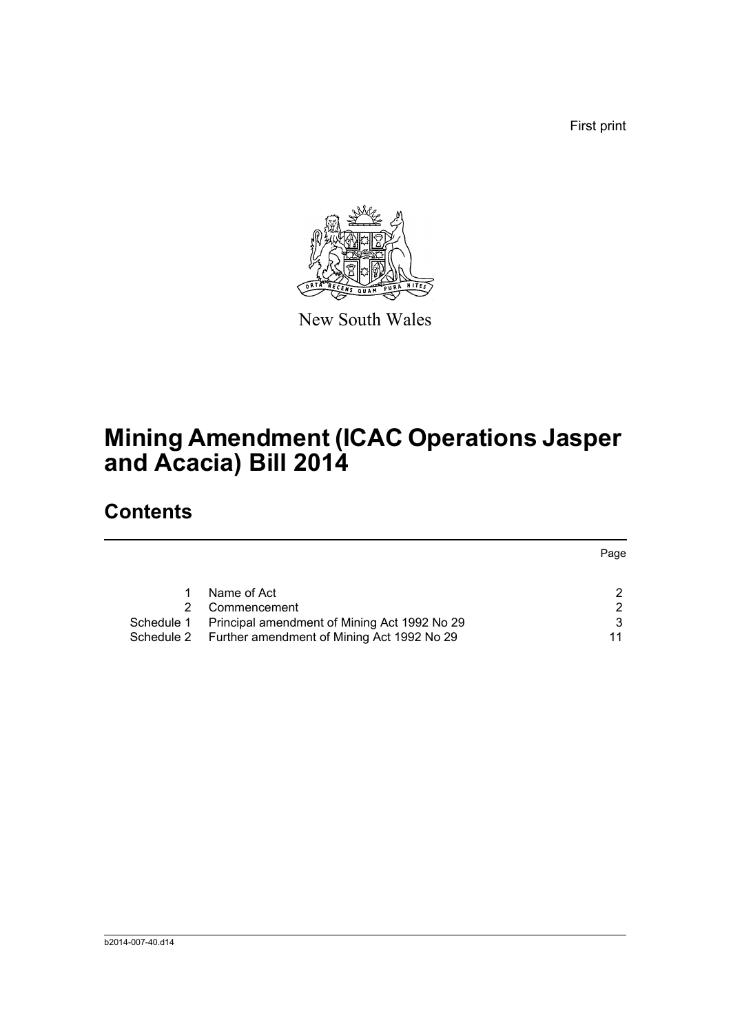First print

New South Wales

# Mining Amendment (ICAC Operations Jasper and Acacia) Bill 2014

## Contents

| | | Page |
|---|---|---|
| 1 | Name of Act | 2 |
| 2 | Commencement | 2 |
| Schedule 1 | Principal amendment of Mining Act 1992 No 29 | 3 |
| Schedule 2 | Further amendment of Mining Act 1992 No 29 | 11 |

b2014-007-40.d14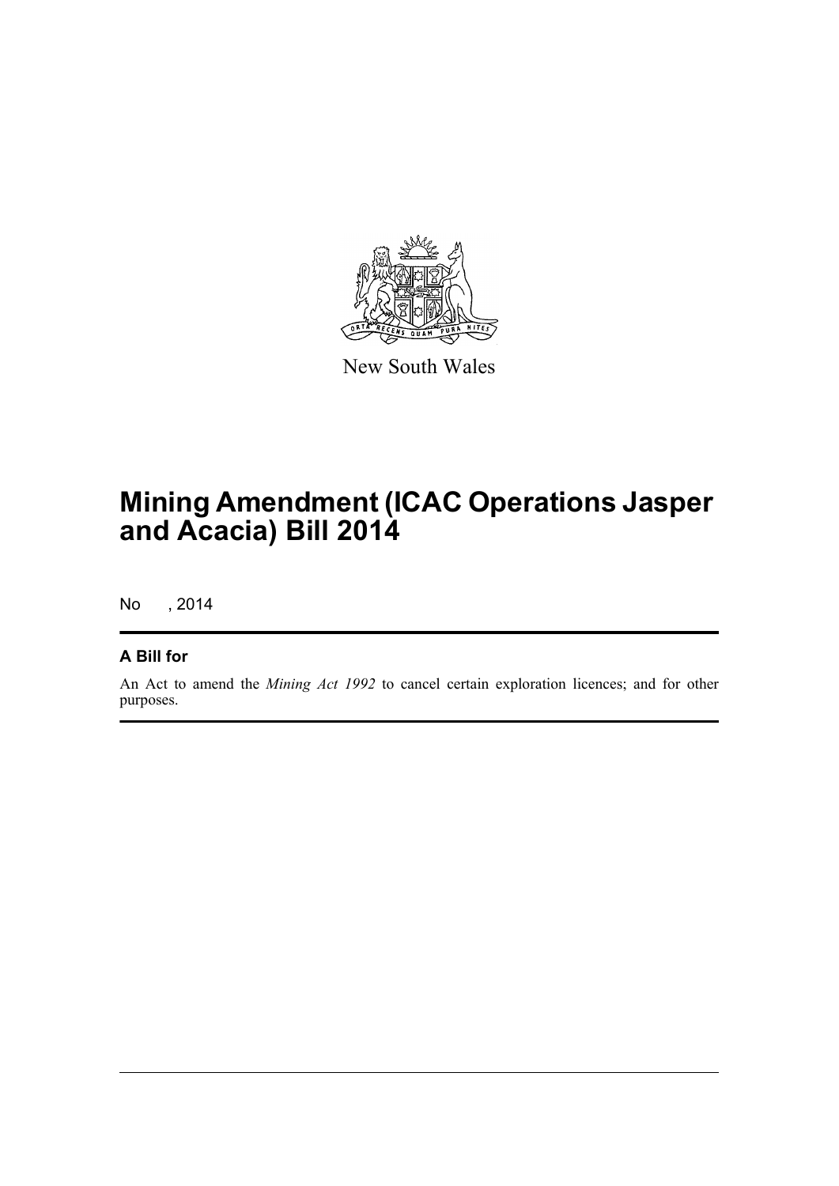New South Wales

# Mining Amendment (ICAC Operations Jasper and Acacia) Bill 2014

No , 2014

## A Bill for

An Act to amend the *Mining Act 1992* to cancel certain exploration licences; and for other purposes.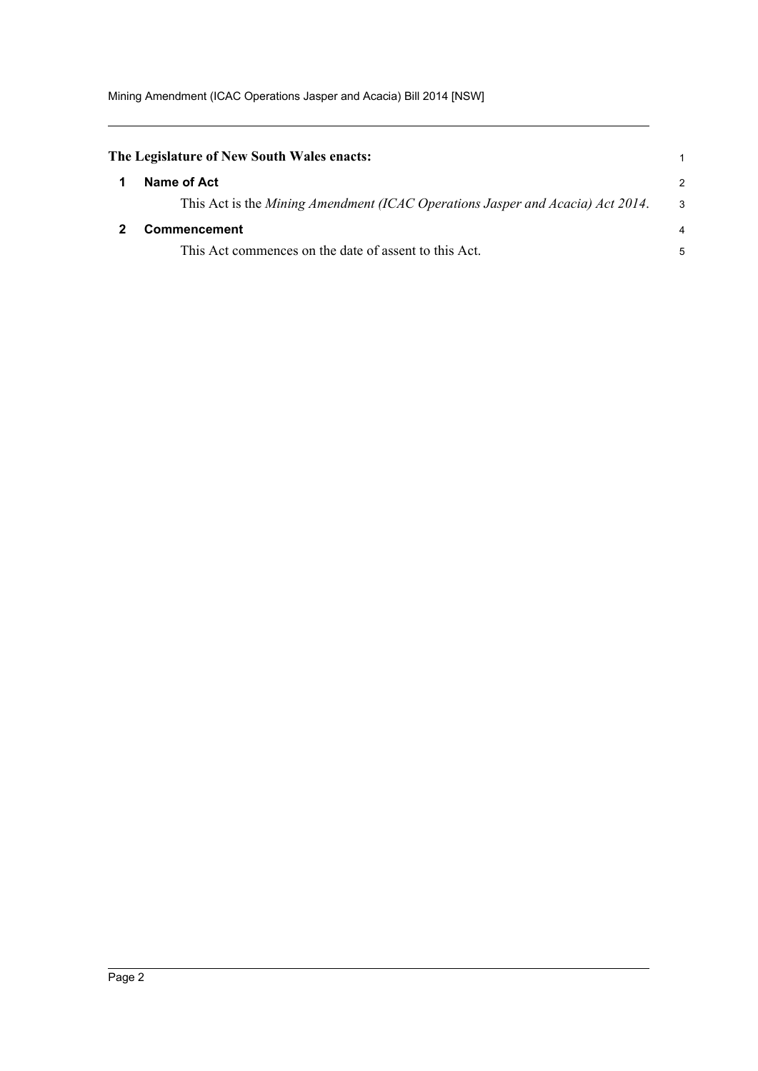**The Legislature of New South Wales enacts:**

## 1 Name of Act

This Act is the *Mining Amendment (ICAC Operations Jasper and Acacia) Act 2014*.

## 2 Commencement

This Act commences on the date of assent to this Act.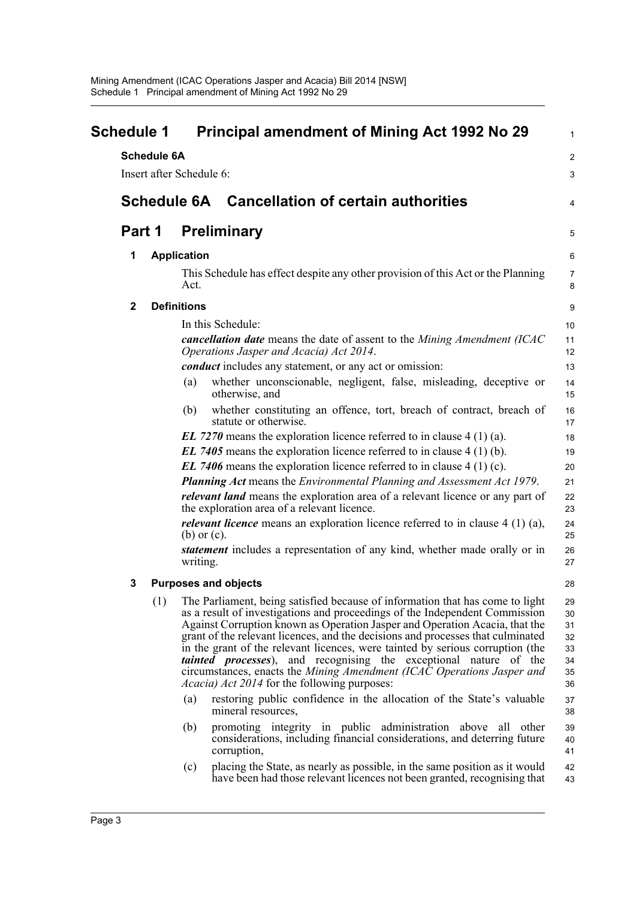# Schedule 1 Principal amendment of Mining Act 1992 No 29

**Schedule 6A**

Insert after Schedule 6:

## Schedule 6A Cancellation of certain authorities

## Part 1 Preliminary

### 1 Application

This Schedule has effect despite any other provision of this Act or the Planning Act.

### 2 Definitions

In this Schedule:

***cancellation date*** means the date of assent to the *Mining Amendment (ICAC Operations Jasper and Acacia) Act 2014*.

***conduct*** includes any statement, or any act or omission:

(a) whether unconscionable, negligent, false, misleading, deceptive or otherwise, and

(b) whether constituting an offence, tort, breach of contract, breach of statute or otherwise.

***EL 7270*** means the exploration licence referred to in clause 4 (1) (a).

***EL 7405*** means the exploration licence referred to in clause 4 (1) (b).

***EL 7406*** means the exploration licence referred to in clause 4 (1) (c).

***Planning Act*** means the *Environmental Planning and Assessment Act 1979*.

***relevant land*** means the exploration area of a relevant licence or any part of the exploration area of a relevant licence.

***relevant licence*** means an exploration licence referred to in clause 4 (1) (a), (b) or (c).

***statement*** includes a representation of any kind, whether made orally or in writing.

### 3 Purposes and objects

(1) The Parliament, being satisfied because of information that has come to light as a result of investigations and proceedings of the Independent Commission Against Corruption known as Operation Jasper and Operation Acacia, that the grant of the relevant licences, and the decisions and processes that culminated in the grant of the relevant licences, were tainted by serious corruption (the ***tainted processes***), and recognising the exceptional nature of the circumstances, enacts the *Mining Amendment (ICAC Operations Jasper and Acacia) Act 2014* for the following purposes:

(a) restoring public confidence in the allocation of the State's valuable mineral resources,

(b) promoting integrity in public administration above all other considerations, including financial considerations, and deterring future corruption,

(c) placing the State, as nearly as possible, in the same position as it would have been had those relevant licences not been granted, recognising that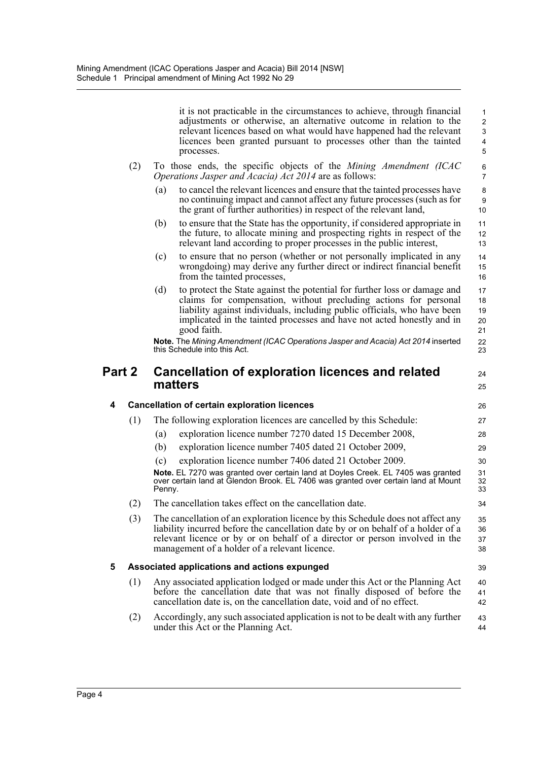it is not practicable in the circumstances to achieve, through financial adjustments or otherwise, an alternative outcome in relation to the relevant licences based on what would have happened had the relevant licences been granted pursuant to processes other than the tainted processes.

(2) To those ends, the specific objects of the *Mining Amendment (ICAC Operations Jasper and Acacia) Act 2014* are as follows:

(a) to cancel the relevant licences and ensure that the tainted processes have no continuing impact and cannot affect any future processes (such as for the grant of further authorities) in respect of the relevant land,

(b) to ensure that the State has the opportunity, if considered appropriate in the future, to allocate mining and prospecting rights in respect of the relevant land according to proper processes in the public interest,

(c) to ensure that no person (whether or not personally implicated in any wrongdoing) may derive any further direct or indirect financial benefit from the tainted processes,

(d) to protect the State against the potential for further loss or damage and claims for compensation, without precluding actions for personal liability against individuals, including public officials, who have been implicated in the tainted processes and have not acted honestly and in good faith.

**Note.** The *Mining Amendment (ICAC Operations Jasper and Acacia) Act 2014* inserted this Schedule into this Act.

## Part 2 Cancellation of exploration licences and related matters

### 4 Cancellation of certain exploration licences

(1) The following exploration licences are cancelled by this Schedule:

(a) exploration licence number 7270 dated 15 December 2008,

(b) exploration licence number 7405 dated 21 October 2009,

(c) exploration licence number 7406 dated 21 October 2009.

**Note.** EL 7270 was granted over certain land at Doyles Creek. EL 7405 was granted over certain land at Glendon Brook. EL 7406 was granted over certain land at Mount Penny.

(2) The cancellation takes effect on the cancellation date.

(3) The cancellation of an exploration licence by this Schedule does not affect any liability incurred before the cancellation date by or on behalf of a holder of a relevant licence or by or on behalf of a director or person involved in the management of a holder of a relevant licence.

### 5 Associated applications and actions expunged

(1) Any associated application lodged or made under this Act or the Planning Act before the cancellation date that was not finally disposed of before the cancellation date is, on the cancellation date, void and of no effect.

(2) Accordingly, any such associated application is not to be dealt with any further under this Act or the Planning Act.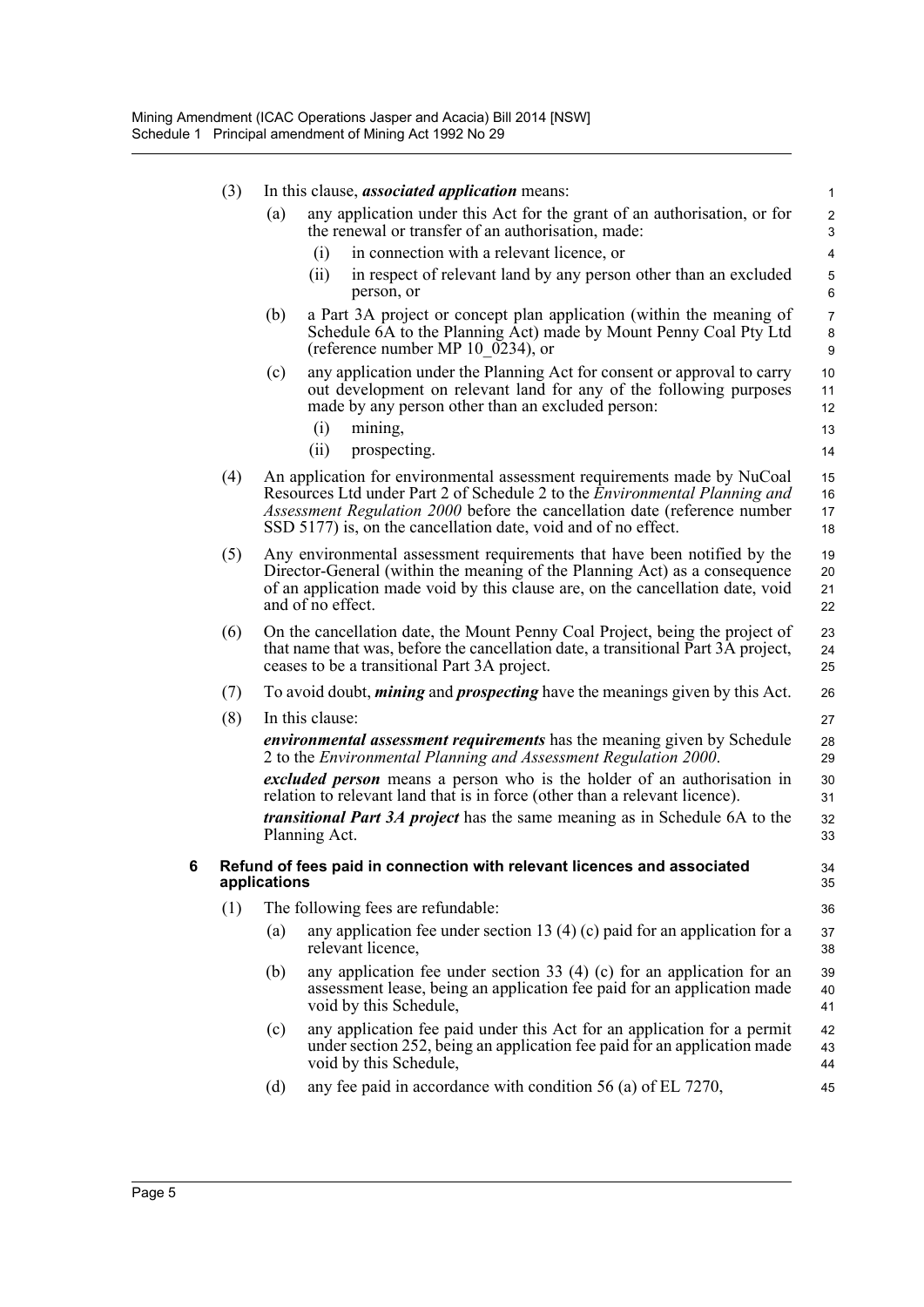(3) In this clause, ***associated application*** means:

(a) any application under this Act for the grant of an authorisation, or for the renewal or transfer of an authorisation, made:

(i) in connection with a relevant licence, or

(ii) in respect of relevant land by any person other than an excluded person, or

(b) a Part 3A project or concept plan application (within the meaning of Schedule 6A to the Planning Act) made by Mount Penny Coal Pty Ltd (reference number MP 10_0234), or

(c) any application under the Planning Act for consent or approval to carry out development on relevant land for any of the following purposes made by any person other than an excluded person:

(i) mining,

(ii) prospecting.

(4) An application for environmental assessment requirements made by NuCoal Resources Ltd under Part 2 of Schedule 2 to the *Environmental Planning and Assessment Regulation 2000* before the cancellation date (reference number SSD 5177) is, on the cancellation date, void and of no effect.

(5) Any environmental assessment requirements that have been notified by the Director-General (within the meaning of the Planning Act) as a consequence of an application made void by this clause are, on the cancellation date, void and of no effect.

(6) On the cancellation date, the Mount Penny Coal Project, being the project of that name that was, before the cancellation date, a transitional Part 3A project, ceases to be a transitional Part 3A project.

(7) To avoid doubt, ***mining*** and ***prospecting*** have the meanings given by this Act.

(8) In this clause:

***environmental assessment requirements*** has the meaning given by Schedule 2 to the *Environmental Planning and Assessment Regulation 2000*.

***excluded person*** means a person who is the holder of an authorisation in relation to relevant land that is in force (other than a relevant licence).

***transitional Part 3A project*** has the same meaning as in Schedule 6A to the Planning Act.

**6 Refund of fees paid in connection with relevant licences and associated applications**

(1) The following fees are refundable:

(a) any application fee under section 13 (4) (c) paid for an application for a relevant licence,

(b) any application fee under section 33 (4) (c) for an application for an assessment lease, being an application fee paid for an application made void by this Schedule,

(c) any application fee paid under this Act for an application for a permit under section 252, being an application fee paid for an application made void by this Schedule,

(d) any fee paid in accordance with condition 56 (a) of EL 7270,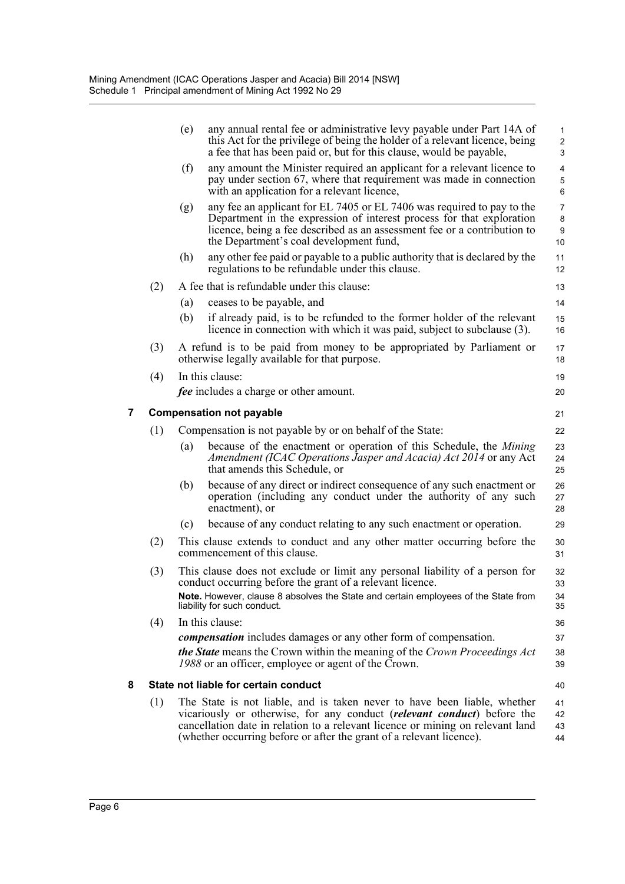(e) any annual rental fee or administrative levy payable under Part 14A of this Act for the privilege of being the holder of a relevant licence, being a fee that has been paid or, but for this clause, would be payable,

(f) any amount the Minister required an applicant for a relevant licence to pay under section 67, where that requirement was made in connection with an application for a relevant licence,

(g) any fee an applicant for EL 7405 or EL 7406 was required to pay to the Department in the expression of interest process for that exploration licence, being a fee described as an assessment fee or a contribution to the Department's coal development fund,

(h) any other fee paid or payable to a public authority that is declared by the regulations to be refundable under this clause.

(2) A fee that is refundable under this clause:

(a) ceases to be payable, and

(b) if already paid, is to be refunded to the former holder of the relevant licence in connection with which it was paid, subject to subclause (3).

(3) A refund is to be paid from money to be appropriated by Parliament or otherwise legally available for that purpose.

(4) In this clause:

***fee*** includes a charge or other amount.

### 7 Compensation not payable

(1) Compensation is not payable by or on behalf of the State:

(a) because of the enactment or operation of this Schedule, the *Mining Amendment (ICAC Operations Jasper and Acacia) Act 2014* or any Act that amends this Schedule, or

(b) because of any direct or indirect consequence of any such enactment or operation (including any conduct under the authority of any such enactment), or

(c) because of any conduct relating to any such enactment or operation.

(2) This clause extends to conduct and any other matter occurring before the commencement of this clause.

(3) This clause does not exclude or limit any personal liability of a person for conduct occurring before the grant of a relevant licence.

**Note.** However, clause 8 absolves the State and certain employees of the State from liability for such conduct.

(4) In this clause:

***compensation*** includes damages or any other form of compensation.

***the State*** means the Crown within the meaning of the *Crown Proceedings Act 1988* or an officer, employee or agent of the Crown.

### 8 State not liable for certain conduct

(1) The State is not liable, and is taken never to have been liable, whether vicariously or otherwise, for any conduct (***relevant conduct***) before the cancellation date in relation to a relevant licence or mining on relevant land (whether occurring before or after the grant of a relevant licence).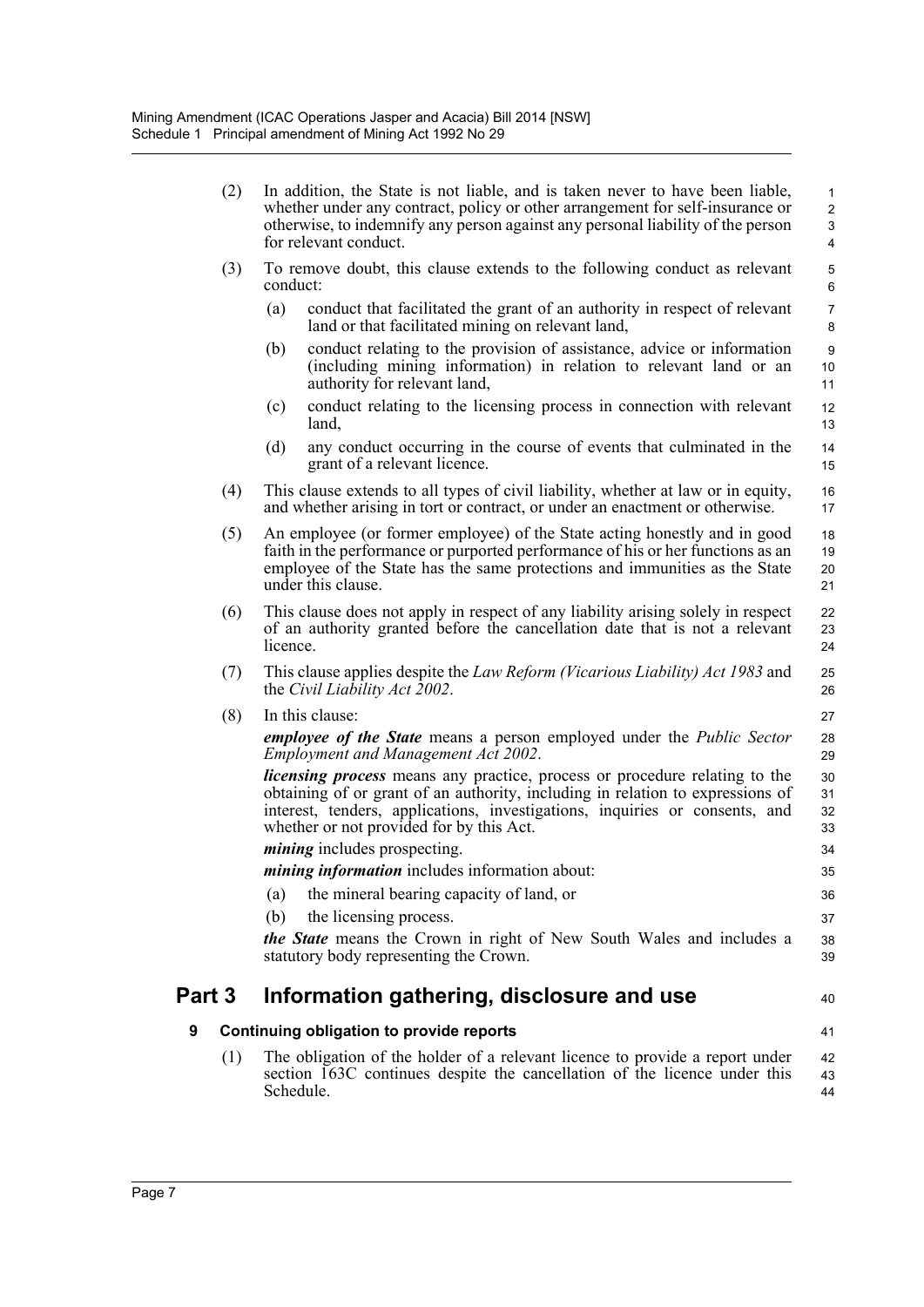(2) In addition, the State is not liable, and is taken never to have been liable, whether under any contract, policy or other arrangement for self-insurance or otherwise, to indemnify any person against any personal liability of the person for relevant conduct.

(3) To remove doubt, this clause extends to the following conduct as relevant conduct:

(a) conduct that facilitated the grant of an authority in respect of relevant land or that facilitated mining on relevant land,

(b) conduct relating to the provision of assistance, advice or information (including mining information) in relation to relevant land or an authority for relevant land,

(c) conduct relating to the licensing process in connection with relevant land,

(d) any conduct occurring in the course of events that culminated in the grant of a relevant licence.

(4) This clause extends to all types of civil liability, whether at law or in equity, and whether arising in tort or contract, or under an enactment or otherwise.

(5) An employee (or former employee) of the State acting honestly and in good faith in the performance or purported performance of his or her functions as an employee of the State has the same protections and immunities as the State under this clause.

(6) This clause does not apply in respect of any liability arising solely in respect of an authority granted before the cancellation date that is not a relevant licence.

(7) This clause applies despite the *Law Reform (Vicarious Liability) Act 1983* and the *Civil Liability Act 2002*.

(8) In this clause:

***employee of the State*** means a person employed under the *Public Sector Employment and Management Act 2002*.

***licensing process*** means any practice, process or procedure relating to the obtaining of or grant of an authority, including in relation to expressions of interest, tenders, applications, investigations, inquiries or consents, and whether or not provided for by this Act.

***mining*** includes prospecting.

***mining information*** includes information about:

(a) the mineral bearing capacity of land, or

(b) the licensing process.

***the State*** means the Crown in right of New South Wales and includes a statutory body representing the Crown.

## Part 3 Information gathering, disclosure and use

### 9 Continuing obligation to provide reports

(1) The obligation of the holder of a relevant licence to provide a report under section 163C continues despite the cancellation of the licence under this Schedule.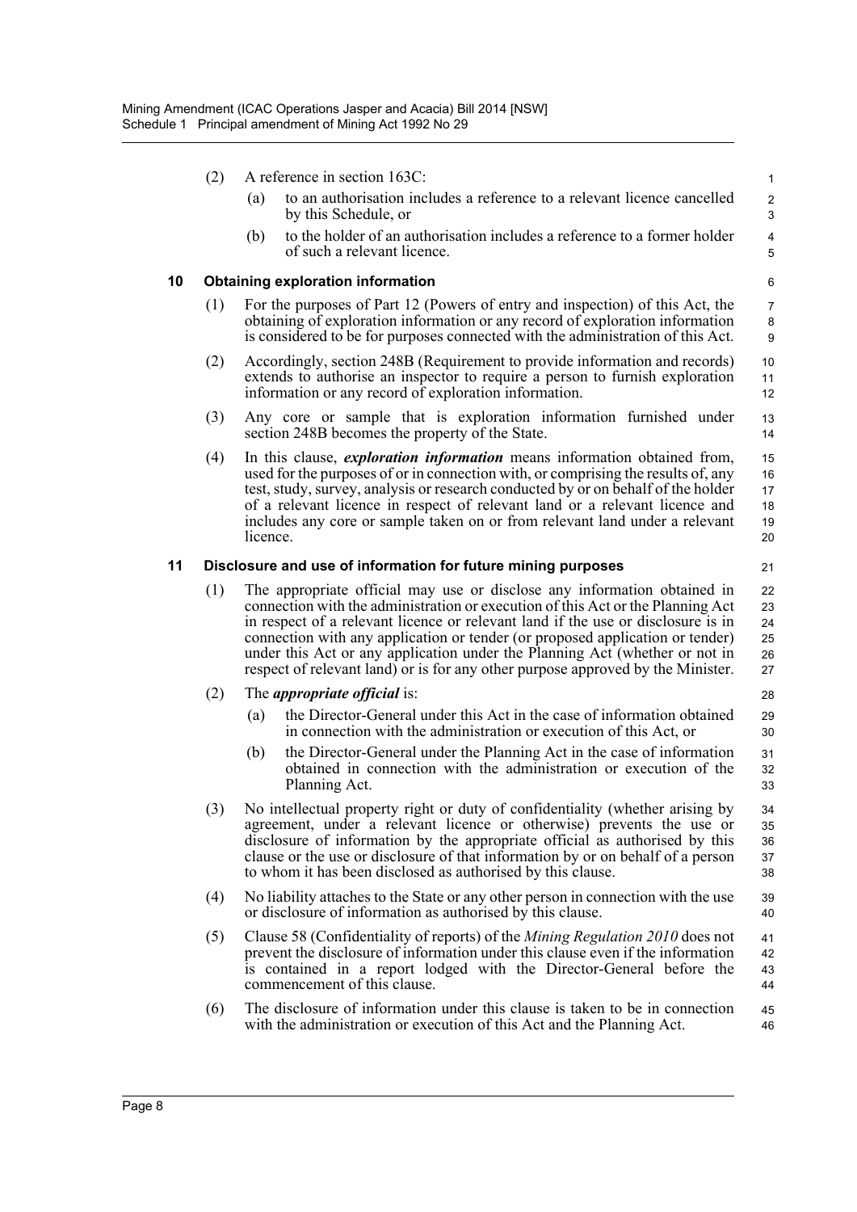(2) A reference in section 163C:

(a) to an authorisation includes a reference to a relevant licence cancelled by this Schedule, or

(b) to the holder of an authorisation includes a reference to a former holder of such a relevant licence.

### 10 Obtaining exploration information

(1) For the purposes of Part 12 (Powers of entry and inspection) of this Act, the obtaining of exploration information or any record of exploration information is considered to be for purposes connected with the administration of this Act.

(2) Accordingly, section 248B (Requirement to provide information and records) extends to authorise an inspector to require a person to furnish exploration information or any record of exploration information.

(3) Any core or sample that is exploration information furnished under section 248B becomes the property of the State.

(4) In this clause, ***exploration information*** means information obtained from, used for the purposes of or in connection with, or comprising the results of, any test, study, survey, analysis or research conducted by or on behalf of the holder of a relevant licence in respect of relevant land or a relevant licence and includes any core or sample taken on or from relevant land under a relevant licence.

### 11 Disclosure and use of information for future mining purposes

(1) The appropriate official may use or disclose any information obtained in connection with the administration or execution of this Act or the Planning Act in respect of a relevant licence or relevant land if the use or disclosure is in connection with any application or tender (or proposed application or tender) under this Act or any application under the Planning Act (whether or not in respect of relevant land) or is for any other purpose approved by the Minister.

(2) The ***appropriate official*** is:

(a) the Director-General under this Act in the case of information obtained in connection with the administration or execution of this Act, or

(b) the Director-General under the Planning Act in the case of information obtained in connection with the administration or execution of the Planning Act.

(3) No intellectual property right or duty of confidentiality (whether arising by agreement, under a relevant licence or otherwise) prevents the use or disclosure of information by the appropriate official as authorised by this clause or the use or disclosure of that information by or on behalf of a person to whom it has been disclosed as authorised by this clause.

(4) No liability attaches to the State or any other person in connection with the use or disclosure of information as authorised by this clause.

(5) Clause 58 (Confidentiality of reports) of the *Mining Regulation 2010* does not prevent the disclosure of information under this clause even if the information is contained in a report lodged with the Director-General before the commencement of this clause.

(6) The disclosure of information under this clause is taken to be in connection with the administration or execution of this Act and the Planning Act.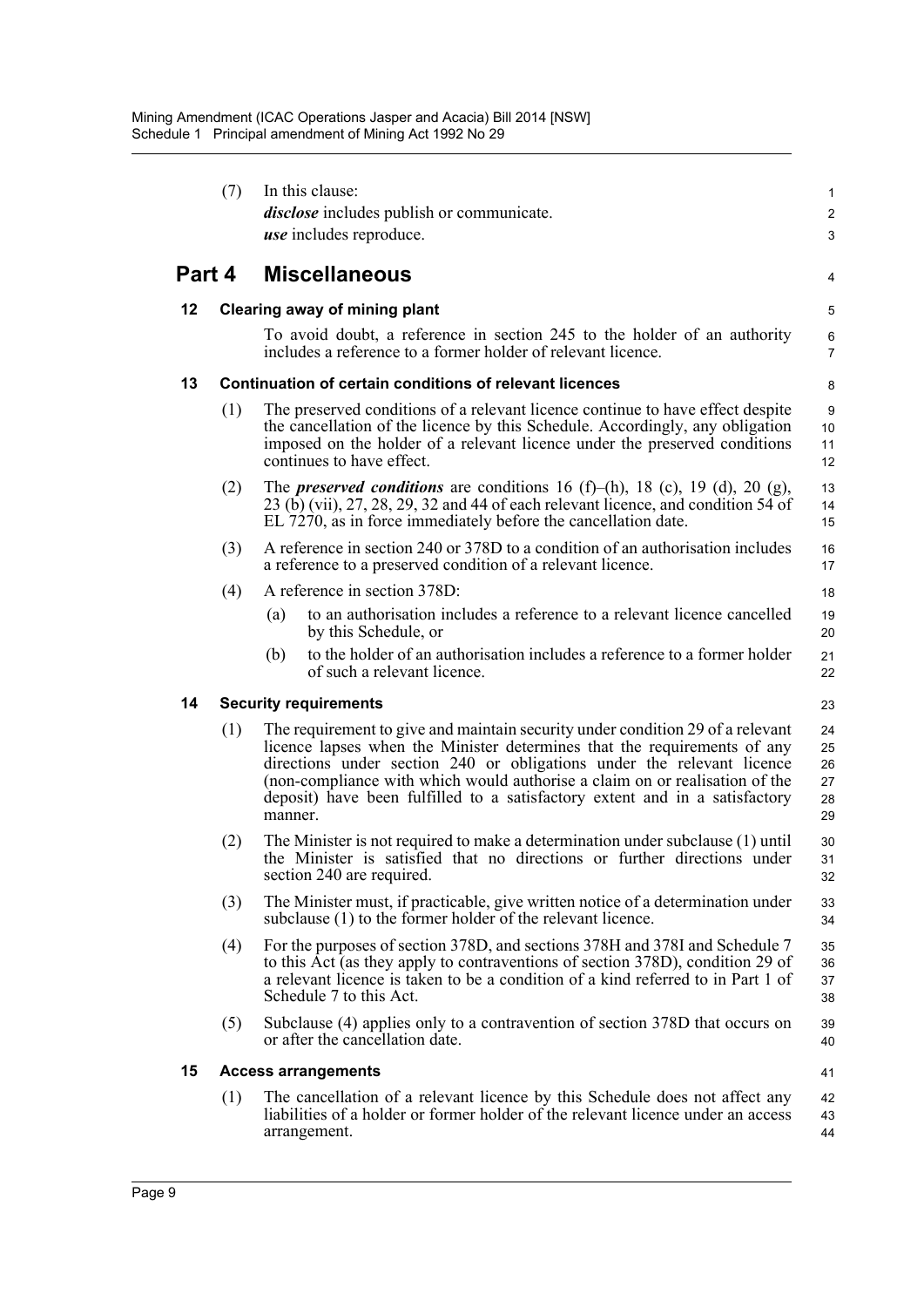(7) In this clause:

***disclose*** includes publish or communicate.

***use*** includes reproduce.

## Part 4 Miscellaneous

### 12 Clearing away of mining plant

To avoid doubt, a reference in section 245 to the holder of an authority includes a reference to a former holder of relevant licence.

### 13 Continuation of certain conditions of relevant licences

(1) The preserved conditions of a relevant licence continue to have effect despite the cancellation of the licence by this Schedule. Accordingly, any obligation imposed on the holder of a relevant licence under the preserved conditions continues to have effect.

(2) The ***preserved conditions*** are conditions 16 (f)–(h), 18 (c), 19 (d), 20 (g), 23 (b) (vii), 27, 28, 29, 32 and 44 of each relevant licence, and condition 54 of EL 7270, as in force immediately before the cancellation date.

(3) A reference in section 240 or 378D to a condition of an authorisation includes a reference to a preserved condition of a relevant licence.

(4) A reference in section 378D:

- (a) to an authorisation includes a reference to a relevant licence cancelled by this Schedule, or
- (b) to the holder of an authorisation includes a reference to a former holder of such a relevant licence.

### 14 Security requirements

(1) The requirement to give and maintain security under condition 29 of a relevant licence lapses when the Minister determines that the requirements of any directions under section 240 or obligations under the relevant licence (non-compliance with which would authorise a claim on or realisation of the deposit) have been fulfilled to a satisfactory extent and in a satisfactory manner.

(2) The Minister is not required to make a determination under subclause (1) until the Minister is satisfied that no directions or further directions under section 240 are required.

(3) The Minister must, if practicable, give written notice of a determination under subclause (1) to the former holder of the relevant licence.

(4) For the purposes of section 378D, and sections 378H and 378I and Schedule 7 to this Act (as they apply to contraventions of section 378D), condition 29 of a relevant licence is taken to be a condition of a kind referred to in Part 1 of Schedule 7 to this Act.

(5) Subclause (4) applies only to a contravention of section 378D that occurs on or after the cancellation date.

### 15 Access arrangements

(1) The cancellation of a relevant licence by this Schedule does not affect any liabilities of a holder or former holder of the relevant licence under an access arrangement.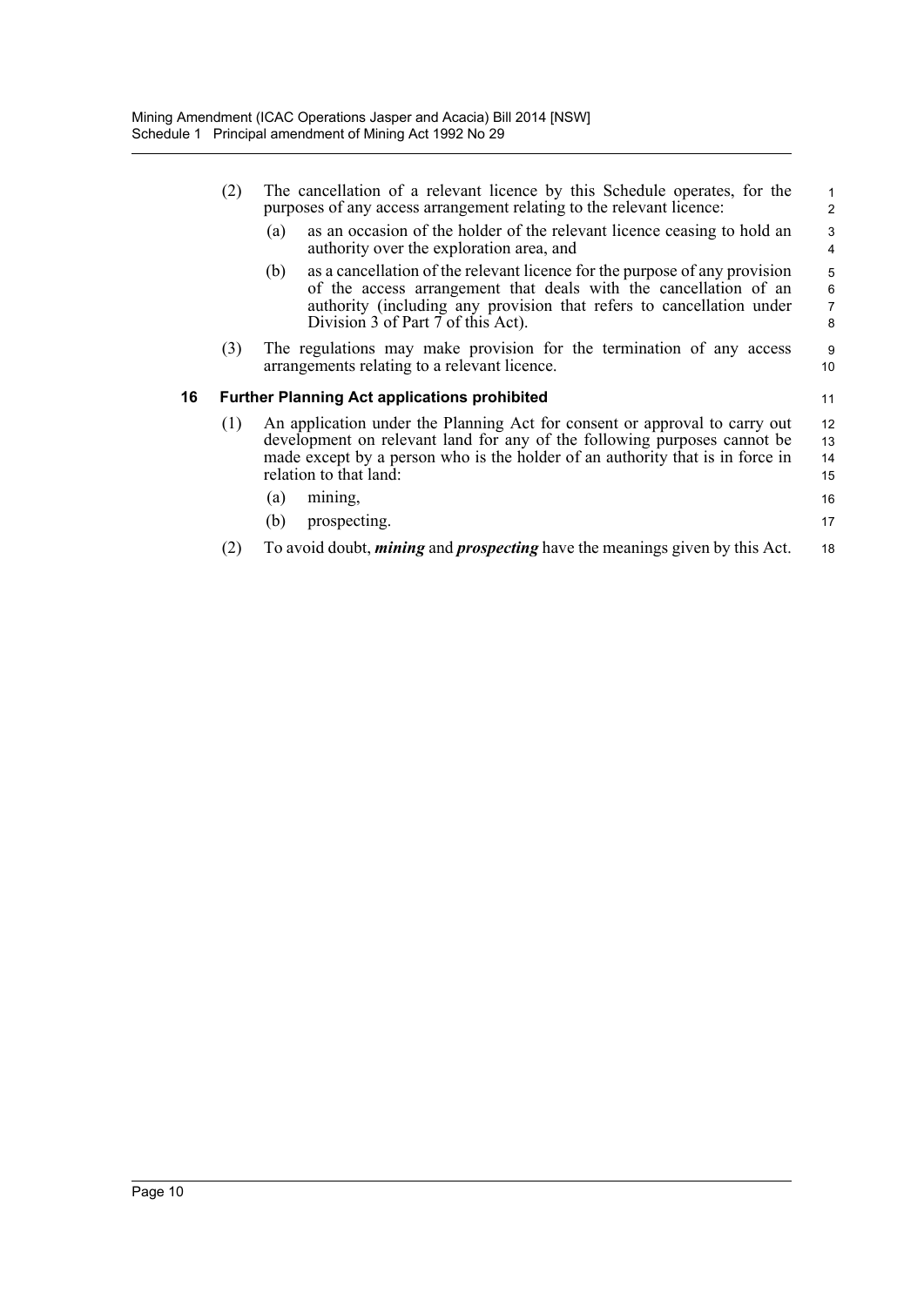(2) The cancellation of a relevant licence by this Schedule operates, for the purposes of any access arrangement relating to the relevant licence:

(a) as an occasion of the holder of the relevant licence ceasing to hold an authority over the exploration area, and

(b) as a cancellation of the relevant licence for the purpose of any provision of the access arrangement that deals with the cancellation of an authority (including any provision that refers to cancellation under Division 3 of Part 7 of this Act).

(3) The regulations may make provision for the termination of any access arrangements relating to a relevant licence.

### 16 Further Planning Act applications prohibited

(1) An application under the Planning Act for consent or approval to carry out development on relevant land for any of the following purposes cannot be made except by a person who is the holder of an authority that is in force in relation to that land:

(a) mining,

(b) prospecting.

(2) To avoid doubt, ***mining*** and ***prospecting*** have the meanings given by this Act.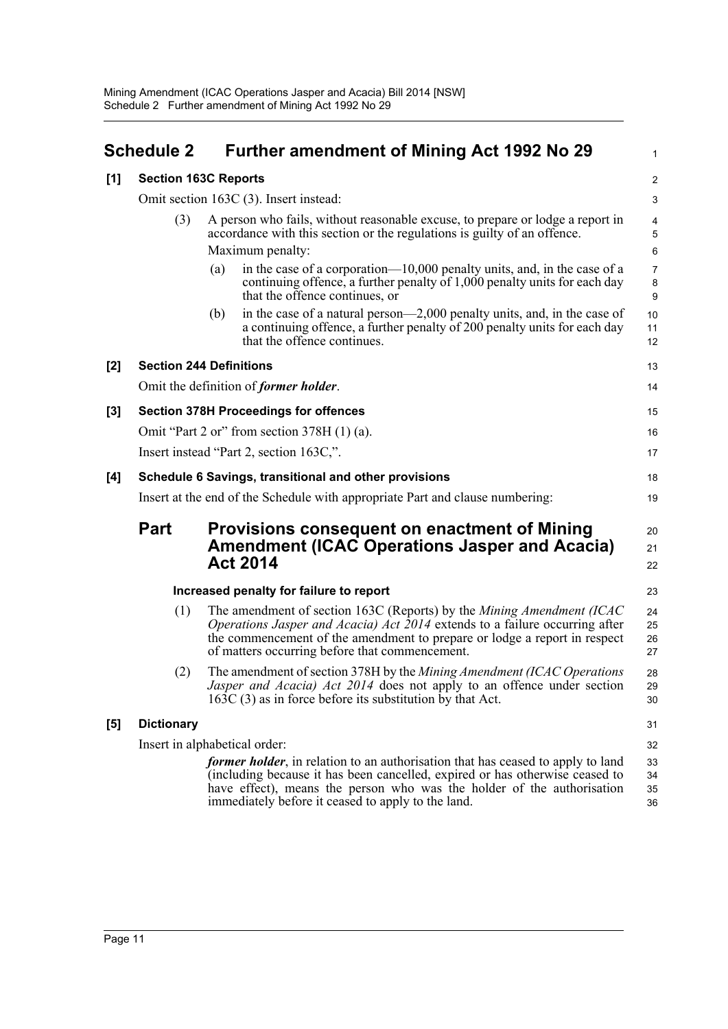## Schedule 2 Further amendment of Mining Act 1992 No 29

**[1] Section 163C Reports**

Omit section 163C (3). Insert instead:

(3) A person who fails, without reasonable excuse, to prepare or lodge a report in accordance with this section or the regulations is guilty of an offence.

Maximum penalty:

(a) in the case of a corporation—10,000 penalty units, and, in the case of a continuing offence, a further penalty of 1,000 penalty units for each day that the offence continues, or

(b) in the case of a natural person—2,000 penalty units, and, in the case of a continuing offence, a further penalty of 200 penalty units for each day that the offence continues.

**[2] Section 244 Definitions**

Omit the definition of ***former holder***.

**[3] Section 378H Proceedings for offences**

Omit "Part 2 or" from section 378H (1) (a).

Insert instead "Part 2, section 163C,".

**[4] Schedule 6 Savings, transitional and other provisions**

Insert at the end of the Schedule with appropriate Part and clause numbering:

### Part Provisions consequent on enactment of Mining Amendment (ICAC Operations Jasper and Acacia) Act 2014

**Increased penalty for failure to report**

(1) The amendment of section 163C (Reports) by the *Mining Amendment (ICAC Operations Jasper and Acacia) Act 2014* extends to a failure occurring after the commencement of the amendment to prepare or lodge a report in respect of matters occurring before that commencement.

(2) The amendment of section 378H by the *Mining Amendment (ICAC Operations Jasper and Acacia) Act 2014* does not apply to an offence under section 163C (3) as in force before its substitution by that Act.

**[5] Dictionary**

Insert in alphabetical order:

***former holder***, in relation to an authorisation that has ceased to apply to land (including because it has been cancelled, expired or has otherwise ceased to have effect), means the person who was the holder of the authorisation immediately before it ceased to apply to the land.